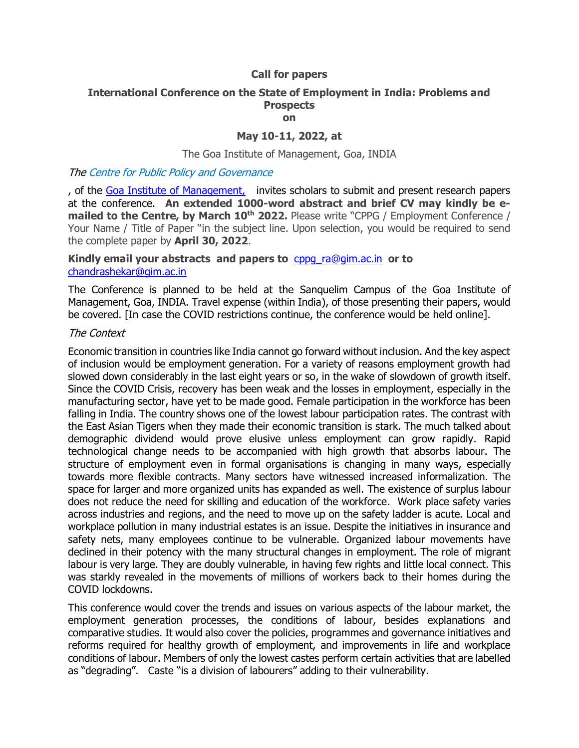**Call for papers**

**International Conference on the State of Employment in India: Problems and Prospects**
**on**

**May 10-11, 2022, at**

The Goa Institute of Management, Goa, INDIA

*The Centre for Public Policy and Governance*

, of the Goa Institute of Management, invites scholars to submit and present research papers at the conference. **An extended 1000-word abstract and brief CV may kindly be e-mailed to the Centre, by March 10th 2022.** Please write "CPPG / Employment Conference / Your Name / Title of Paper "in the subject line. Upon selection, you would be required to send the complete paper by **April 30, 2022**.

**Kindly email your abstracts and papers to** cppg_ra@gim.ac.in **or to** chandrashekar@gim.ac.in

The Conference is planned to be held at the Sanquelim Campus of the Goa Institute of Management, Goa, INDIA. Travel expense (within India), of those presenting their papers, would be covered. [In case the COVID restrictions continue, the conference would be held online].

*The Context*

Economic transition in countries like India cannot go forward without inclusion. And the key aspect of inclusion would be employment generation. For a variety of reasons employment growth had slowed down considerably in the last eight years or so, in the wake of slowdown of growth itself. Since the COVID Crisis, recovery has been weak and the losses in employment, especially in the manufacturing sector, have yet to be made good. Female participation in the workforce has been falling in India. The country shows one of the lowest labour participation rates. The contrast with the East Asian Tigers when they made their economic transition is stark. The much talked about demographic dividend would prove elusive unless employment can grow rapidly. Rapid technological change needs to be accompanied with high growth that absorbs labour. The structure of employment even in formal organisations is changing in many ways, especially towards more flexible contracts. Many sectors have witnessed increased informalization. The space for larger and more organized units has expanded as well. The existence of surplus labour does not reduce the need for skilling and education of the workforce. Work place safety varies across industries and regions, and the need to move up on the safety ladder is acute. Local and workplace pollution in many industrial estates is an issue. Despite the initiatives in insurance and safety nets, many employees continue to be vulnerable. Organized labour movements have declined in their potency with the many structural changes in employment. The role of migrant labour is very large. They are doubly vulnerable, in having few rights and little local connect. This was starkly revealed in the movements of millions of workers back to their homes during the COVID lockdowns.

This conference would cover the trends and issues on various aspects of the labour market, the employment generation processes, the conditions of labour, besides explanations and comparative studies. It would also cover the policies, programmes and governance initiatives and reforms required for healthy growth of employment, and improvements in life and workplace conditions of labour. Members of only the lowest castes perform certain activities that are labelled as "degrading". Caste "is a division of labourers" adding to their vulnerability.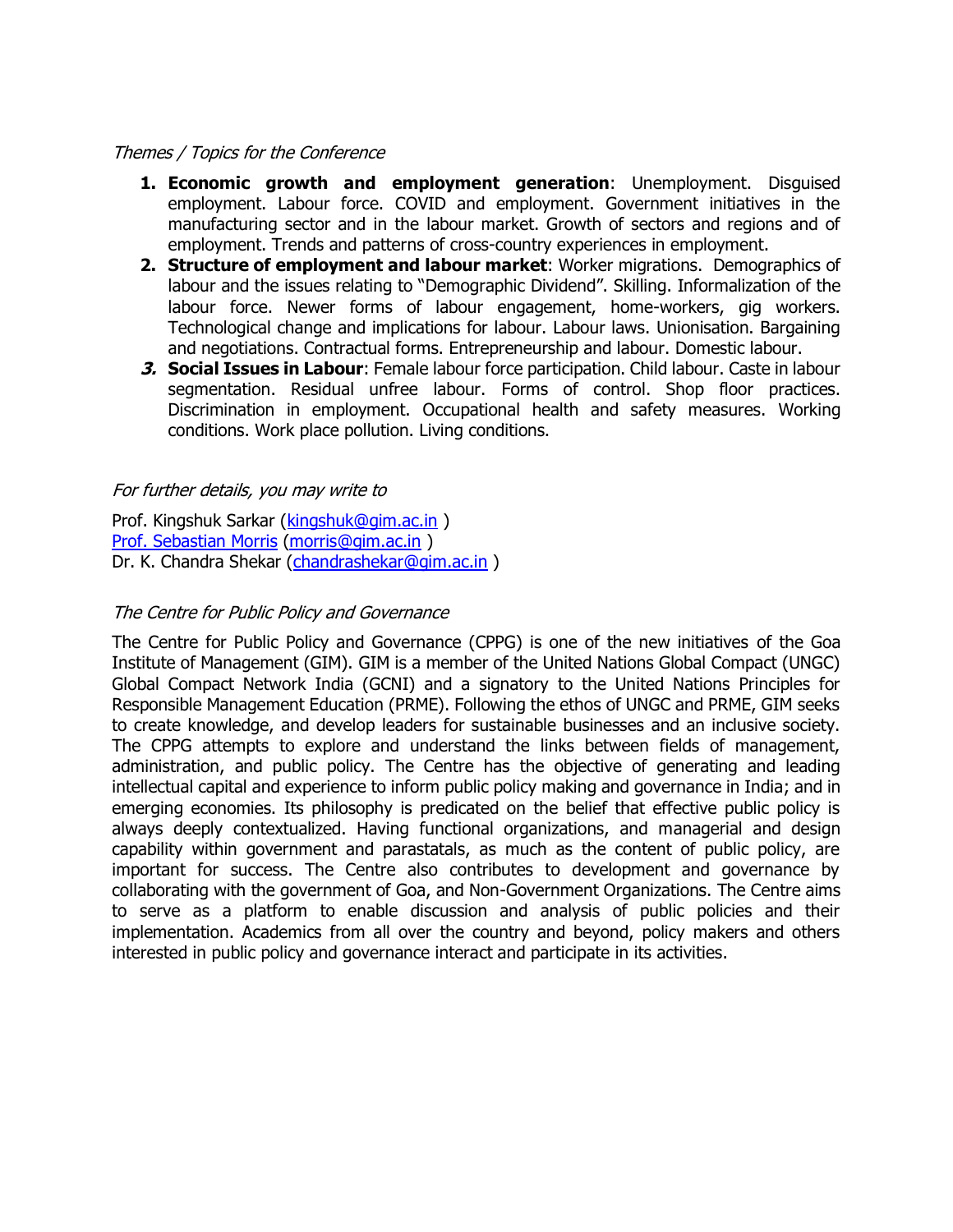*Themes / Topics for the Conference*

1. **Economic growth and employment generation**: Unemployment. Disguised employment. Labour force. COVID and employment. Government initiatives in the manufacturing sector and in the labour market. Growth of sectors and regions and of employment. Trends and patterns of cross-country experiences in employment.
2. **Structure of employment and labour market**: Worker migrations. Demographics of labour and the issues relating to "Demographic Dividend". Skilling. Informalization of the labour force. Newer forms of labour engagement, home-workers, gig workers. Technological change and implications for labour. Labour laws. Unionisation. Bargaining and negotiations. Contractual forms. Entrepreneurship and labour. Domestic labour.
3. **Social Issues in Labour**: Female labour force participation. Child labour. Caste in labour segmentation. Residual unfree labour. Forms of control. Shop floor practices. Discrimination in employment. Occupational health and safety measures. Working conditions. Work place pollution. Living conditions.

*For further details, you may write to*

Prof. Kingshuk Sarkar (kingshuk@gim.ac.in )
Prof. Sebastian Morris (morris@gim.ac.in )
Dr. K. Chandra Shekar (chandrashekar@gim.ac.in )

*The Centre for Public Policy and Governance*

The Centre for Public Policy and Governance (CPPG) is one of the new initiatives of the Goa Institute of Management (GIM). GIM is a member of the United Nations Global Compact (UNGC) Global Compact Network India (GCNI) and a signatory to the United Nations Principles for Responsible Management Education (PRME). Following the ethos of UNGC and PRME, GIM seeks to create knowledge, and develop leaders for sustainable businesses and an inclusive society. The CPPG attempts to explore and understand the links between fields of management, administration, and public policy. The Centre has the objective of generating and leading intellectual capital and experience to inform public policy making and governance in India; and in emerging economies. Its philosophy is predicated on the belief that effective public policy is always deeply contextualized. Having functional organizations, and managerial and design capability within government and parastatals, as much as the content of public policy, are important for success. The Centre also contributes to development and governance by collaborating with the government of Goa, and Non-Government Organizations. The Centre aims to serve as a platform to enable discussion and analysis of public policies and their implementation. Academics from all over the country and beyond, policy makers and others interested in public policy and governance interact and participate in its activities.